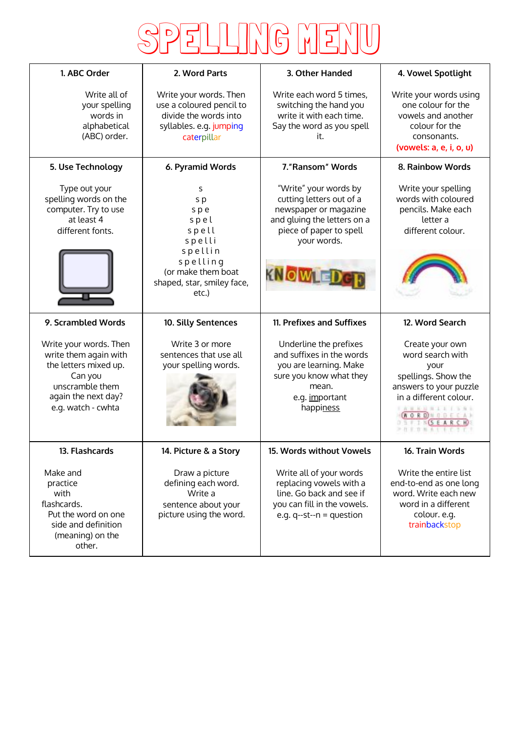# SPELLING MENU

| 1. ABC Order | 2. Word Parts | 3. Other Handed | 4. Vowel Spotlight |
|---|---|---|---|
| Write all of your spelling words in alphabetical (ABC) order. | Write your words. Then use a coloured pencil to divide the words into syllables. e.g. jumping caterpillar | Write each word 5 times, switching the hand you write it with each time. Say the word as you spell it. | Write your words using one colour for the vowels and another colour for the consonants. **(vowels: a, e, i, o, u)** |
| **5. Use Technology** | **6. Pyramid Words** | **7."Ransom" Words** | **8. Rainbow Words** |
| Type out your spelling words on the computer. Try to use at least 4 different fonts. | s<br>s p<br>s p e<br>s p e l<br>s p e l l<br>s p e l l i<br>s p e l l i n<br>s p e l l i n g<br>(or make them boat shaped, star, smiley face, etc.) | "Write" your words by cutting letters out of a newspaper or magazine and gluing the letters on a piece of paper to spell your words. | Write your spelling words with coloured pencils. Make each letter a different colour. |
| **9. Scrambled Words** | **10. Silly Sentences** | **11. Prefixes and Suffixes** | **12. Word Search** |
| Write your words. Then write them again with the letters mixed up. Can you unscramble them again the next day? e.g. watch - cwhta | Write 3 or more sentences that use all your spelling words. | Underline the prefixes and suffixes in the words you are learning. Make sure you know what they mean. e.g. important happiness | Create your own word search with your spellings. Show the answers to your puzzle in a different colour. |
| **13. Flashcards** | **14. Picture & a Story** | **15. Words without Vowels** | **16. Train Words** |
| Make and practice with flashcards. Put the word on one side and definition (meaning) on the other. | Draw a picture defining each word. Write a sentence about your picture using the word. | Write all of your words replacing vowels with a line. Go back and see if you can fill in the vowels. e.g. q--st--n = question | Write the entire list end-to-end as one long word. Write each new word in a different colour. e.g. trainbackstop |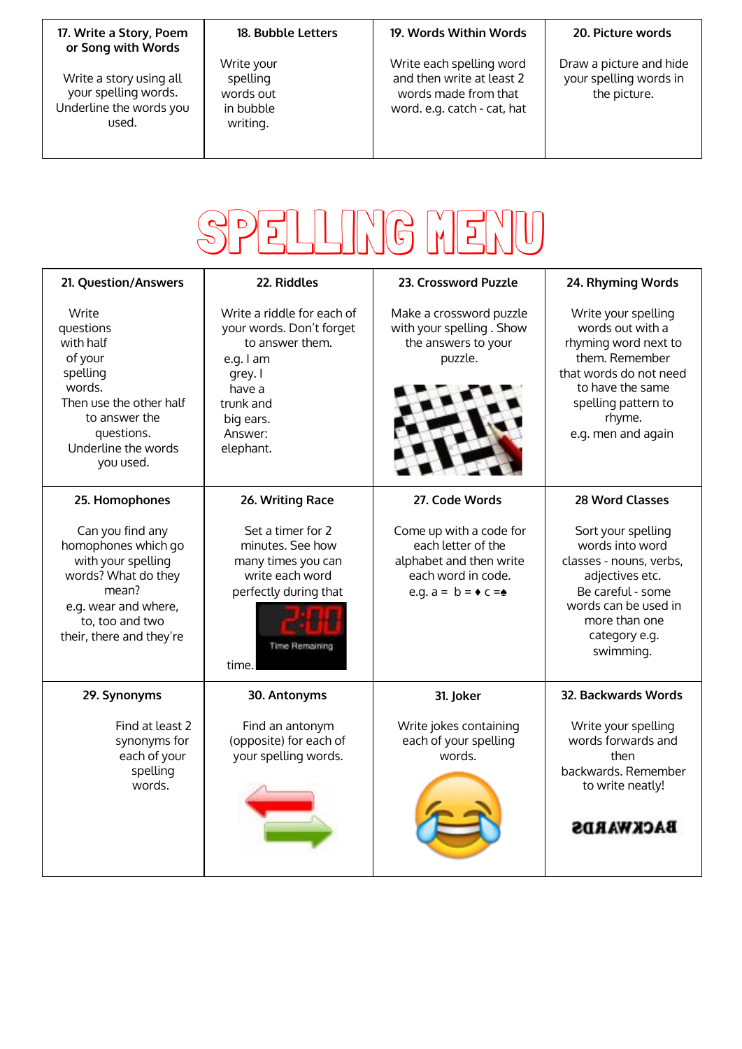| 17. Write a Story, Poem or Song with Words | 18. Bubble Letters | 19. Words Within Words | 20. Picture words |
| --- | --- | --- | --- |
| Write a story using all your spelling words. Underline the words you used. | Write your spelling words out in bubble writing. | Write each spelling word and then write at least 2 words made from that word. e.g. catch - cat, hat | Draw a picture and hide your spelling words in the picture. |

# SPELLING MENU

| 21. Question/Answers | 22. Riddles | 23. Crossword Puzzle | 24. Rhyming Words |
| --- | --- | --- | --- |
| Write questions with half of your spelling words. Then use the other half to answer the questions. Underline the words you used. | Write a riddle for each of your words. Don't forget to answer them. e.g. I am grey. I have a trunk and big ears. Answer: elephant. | Make a crossword puzzle with your spelling . Show the answers to your puzzle. | Write your spelling words out with a rhyming word next to them. Remember that words do not need to have the same spelling pattern to rhyme. e.g. men and again |
| **25. Homophones** | **26. Writing Race** | **27. Code Words** | **28 Word Classes** |
| Can you find any homophones which go with your spelling words? What do they mean? e.g. wear and where, to, too and two their, there and they're | Set a timer for 2 minutes. See how many times you can write each word perfectly during that time. | Come up with a code for each letter of the alphabet and then write each word in code. e.g. a = b = ♦ c =♠ | Sort your spelling words into word classes - nouns, verbs, adjectives etc. Be careful - some words can be used in more than one category e.g. swimming. |
| **29. Synonyms** | **30. Antonyms** | **31. Joker** | **32. Backwards Words** |
| Find at least 2 synonyms for each of your spelling words! | Find an antonym (opposite) for each of your spelling words. | Write jokes containing each of your spelling words. | Write your spelling words forwards and then backwards. Remember to write neatly! |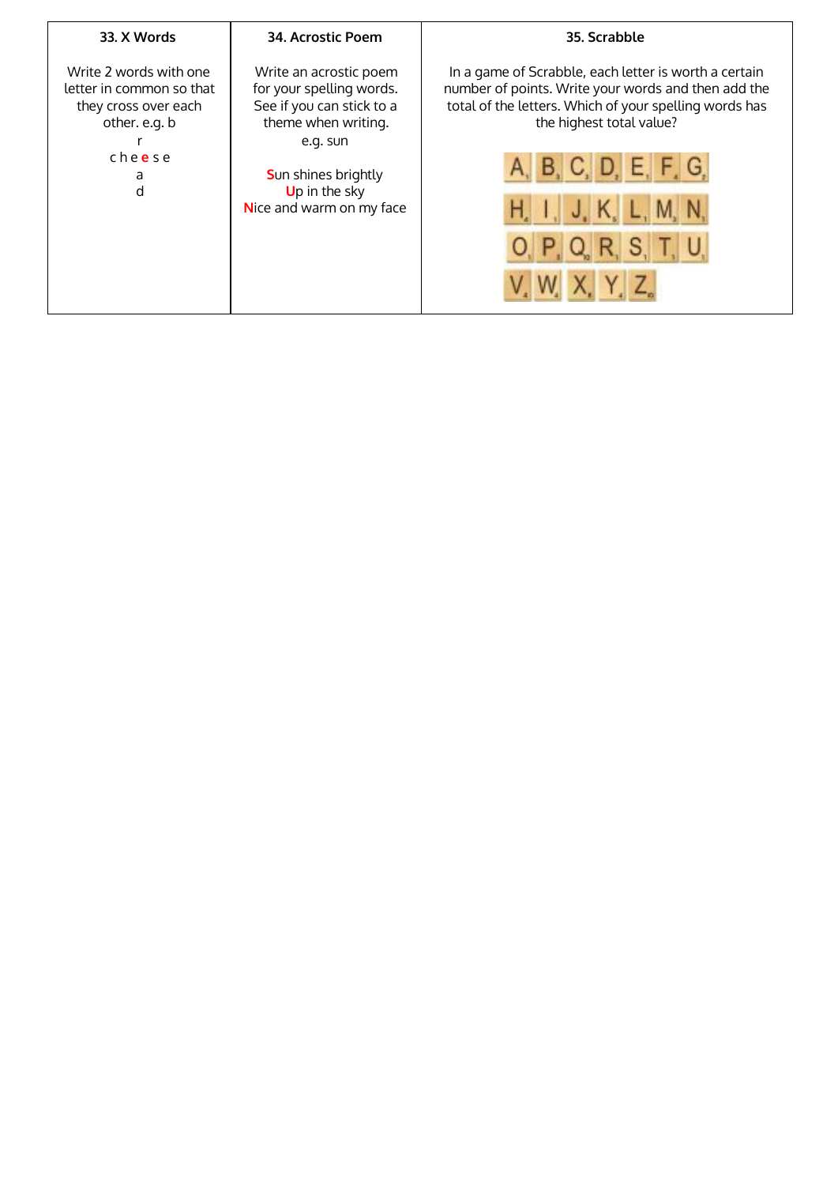| 33. X Words | 34. Acrostic Poem | 35. Scrabble |
| --- | --- | --- |
| Write 2 words with one letter in common so that they cross over each other. e.g. b<br>r<br>c h e **e** s e<br>a<br>d | Write an acrostic poem for your spelling words. See if you can stick to a theme when writing.<br>e.g. sun<br><br>**S**un shines brightly<br>**U**p in the sky<br>**N**ice and warm on my face | In a game of Scrabble, each letter is worth a certain number of points. Write your words and then add the total of the letters. Which of your spelling words has the highest total value?<br><br>A B C D E F G<br>H I J K L M N<br>O P Q R S T U<br>V W X Y Z |